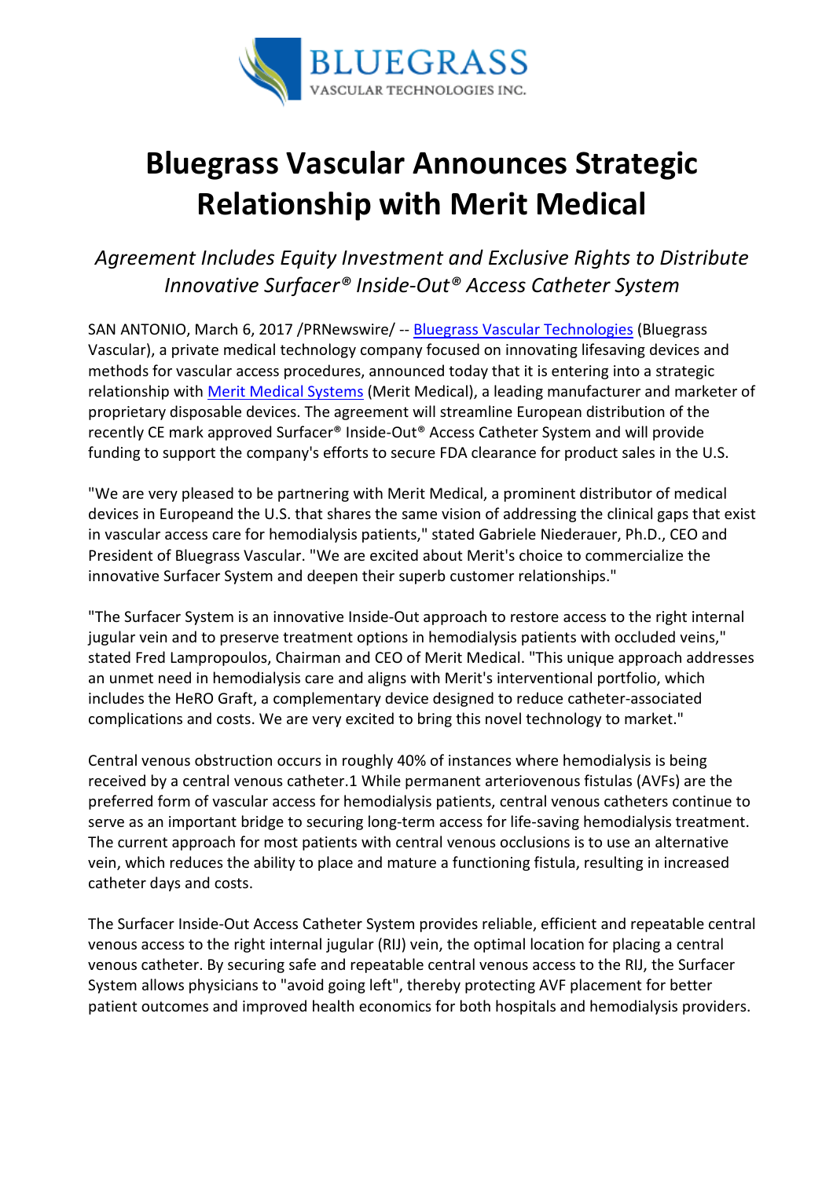BLUEGRASS
VASCULAR TECHNOLOGIES INC.

# Bluegrass Vascular Announces Strategic Relationship with Merit Medical

*Agreement Includes Equity Investment and Exclusive Rights to Distribute Innovative Surfacer® Inside-Out® Access Catheter System*

SAN ANTONIO, March 6, 2017 /PRNewswire/ -- Bluegrass Vascular Technologies (Bluegrass Vascular), a private medical technology company focused on innovating lifesaving devices and methods for vascular access procedures, announced today that it is entering into a strategic relationship with Merit Medical Systems (Merit Medical), a leading manufacturer and marketer of proprietary disposable devices. The agreement will streamline European distribution of the recently CE mark approved Surfacer® Inside-Out® Access Catheter System and will provide funding to support the company's efforts to secure FDA clearance for product sales in the U.S.

"We are very pleased to be partnering with Merit Medical, a prominent distributor of medical devices in Europeand the U.S. that shares the same vision of addressing the clinical gaps that exist in vascular access care for hemodialysis patients," stated Gabriele Niederauer, Ph.D., CEO and President of Bluegrass Vascular. "We are excited about Merit's choice to commercialize the innovative Surfacer System and deepen their superb customer relationships."

"The Surfacer System is an innovative Inside-Out approach to restore access to the right internal jugular vein and to preserve treatment options in hemodialysis patients with occluded veins," stated Fred Lampropoulos, Chairman and CEO of Merit Medical. "This unique approach addresses an unmet need in hemodialysis care and aligns with Merit's interventional portfolio, which includes the HeRO Graft, a complementary device designed to reduce catheter-associated complications and costs. We are very excited to bring this novel technology to market."

Central venous obstruction occurs in roughly 40% of instances where hemodialysis is being received by a central venous catheter.1 While permanent arteriovenous fistulas (AVFs) are the preferred form of vascular access for hemodialysis patients, central venous catheters continue to serve as an important bridge to securing long-term access for life-saving hemodialysis treatment. The current approach for most patients with central venous occlusions is to use an alternative vein, which reduces the ability to place and mature a functioning fistula, resulting in increased catheter days and costs.

The Surfacer Inside-Out Access Catheter System provides reliable, efficient and repeatable central venous access to the right internal jugular (RIJ) vein, the optimal location for placing a central venous catheter. By securing safe and repeatable central venous access to the RIJ, the Surfacer System allows physicians to "avoid going left", thereby protecting AVF placement for better patient outcomes and improved health economics for both hospitals and hemodialysis providers.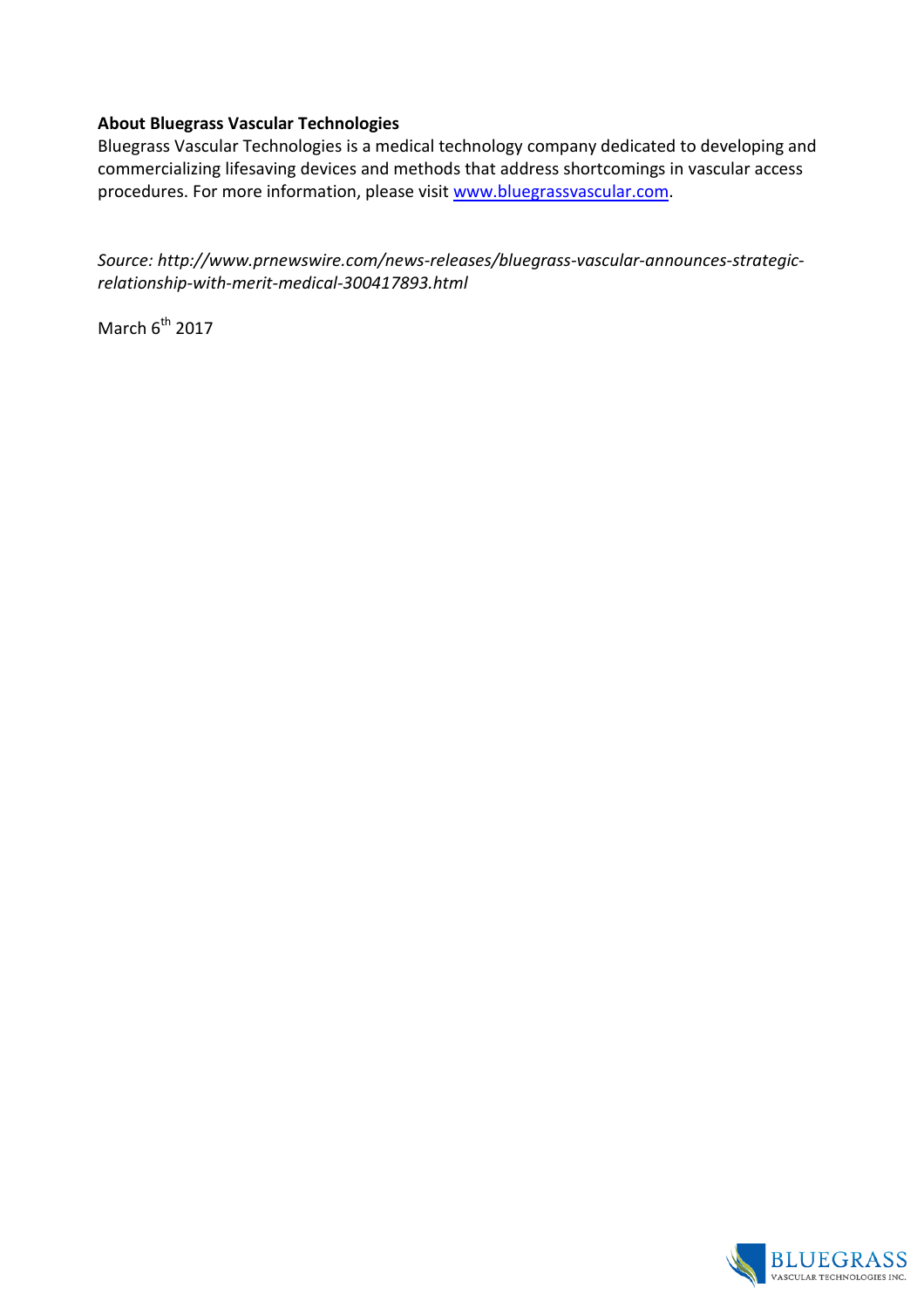**About Bluegrass Vascular Technologies**
Bluegrass Vascular Technologies is a medical technology company dedicated to developing and commercializing lifesaving devices and methods that address shortcomings in vascular access procedures. For more information, please visit [www.bluegrassvascular.com](http://www.bluegrassvascular.com).

*Source: http://www.prnewswire.com/news-releases/bluegrass-vascular-announces-strategic-relationship-with-merit-medical-300417893.html*

March 6th 2017